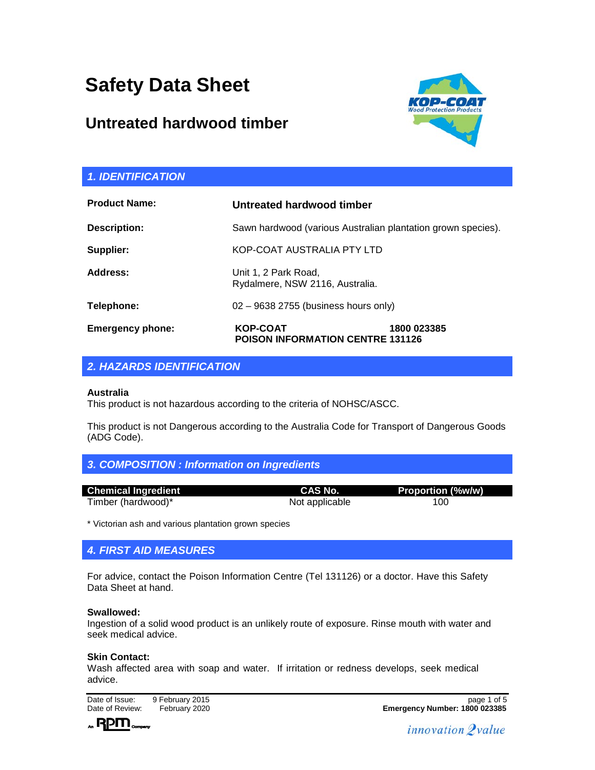# Safety Data Sheet

## Untreated hardwood timber

## 1. IDENTIFICATION

| | |
|---|---|
| **Product Name:** | **Untreated hardwood timber** |
| **Description:** | Sawn hardwood (various Australian plantation grown species). |
| **Supplier:** | KOP-COAT AUSTRALIA PTY LTD |
| **Address:** | Unit 1, 2 Park Road, Rydalmere, NSW 2116, Australia. |
| **Telephone:** | 02 – 9638 2755 (business hours only) |
| **Emergency phone:** | **KOP-COAT 1800 023385**<br>**POISON INFORMATION CENTRE 131126** |

## 2. HAZARDS IDENTIFICATION

**Australia**
This product is not hazardous according to the criteria of NOHSC/ASCC.

This product is not Dangerous according to the Australia Code for Transport of Dangerous Goods (ADG Code).

## 3. COMPOSITION : Information on Ingredients

| Chemical Ingredient | CAS No. | Proportion (%w/w) |
|---|---|---|
| Timber (hardwood)* | Not applicable | 100 |

* Victorian ash and various plantation grown species

## 4. FIRST AID MEASURES

For advice, contact the Poison Information Centre (Tel 131126) or a doctor. Have this Safety Data Sheet at hand.

**Swallowed:**
Ingestion of a solid wood product is an unlikely route of exposure. Rinse mouth with water and seek medical advice.

**Skin Contact:**
Wash affected area with soap and water. If irritation or redness develops, seek medical advice.

Date of Issue: 9 February 2015
Date of Review: February 2020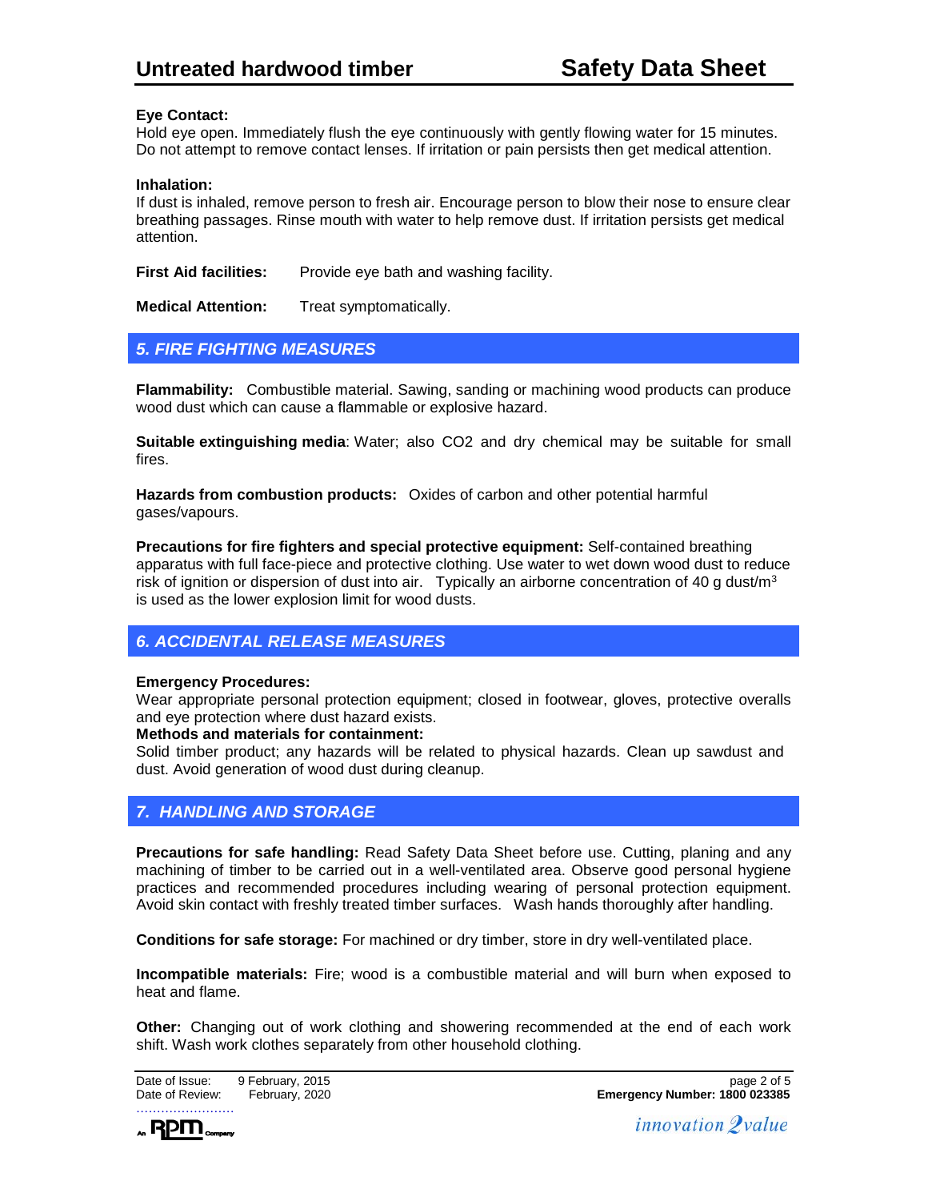**Eye Contact:**
Hold eye open. Immediately flush the eye continuously with gently flowing water for 15 minutes. Do not attempt to remove contact lenses. If irritation or pain persists then get medical attention.

**Inhalation:**
If dust is inhaled, remove person to fresh air. Encourage person to blow their nose to ensure clear breathing passages. Rinse mouth with water to help remove dust. If irritation persists get medical attention.

**First Aid facilities:** Provide eye bath and washing facility.

**Medical Attention:** Treat symptomatically.

## 5. FIRE FIGHTING MEASURES

**Flammability:** Combustible material. Sawing, sanding or machining wood products can produce wood dust which can cause a flammable or explosive hazard.

**Suitable extinguishing media**: Water; also $CO_2$ and dry chemical may be suitable for small fires.

**Hazards from combustion products:** Oxides of carbon and other potential harmful gases/vapours.

**Precautions for fire fighters and special protective equipment:** Self-contained breathing apparatus with full face-piece and protective clothing. Use water to wet down wood dust to reduce risk of ignition or dispersion of dust into air. Typically an airborne concentration of 40 g dust/$m^3$ is used as the lower explosion limit for wood dusts.

## 6. ACCIDENTAL RELEASE MEASURES

**Emergency Procedures:**
Wear appropriate personal protection equipment; closed in footwear, gloves, protective overalls and eye protection where dust hazard exists.

**Methods and materials for containment:**
Solid timber product; any hazards will be related to physical hazards. Clean up sawdust and dust. Avoid generation of wood dust during cleanup.

## 7. HANDLING AND STORAGE

**Precautions for safe handling:** Read Safety Data Sheet before use. Cutting, planing and any machining of timber to be carried out in a well-ventilated area. Observe good personal hygiene practices and recommended procedures including wearing of personal protection equipment. Avoid skin contact with freshly treated timber surfaces. Wash hands thoroughly after handling.

**Conditions for safe storage:** For machined or dry timber, store in dry well-ventilated place.

**Incompatible materials:** Fire; wood is a combustible material and will burn when exposed to heat and flame.

**Other:** Changing out of work clothing and showering recommended at the end of each work shift. Wash work clothes separately from other household clothing.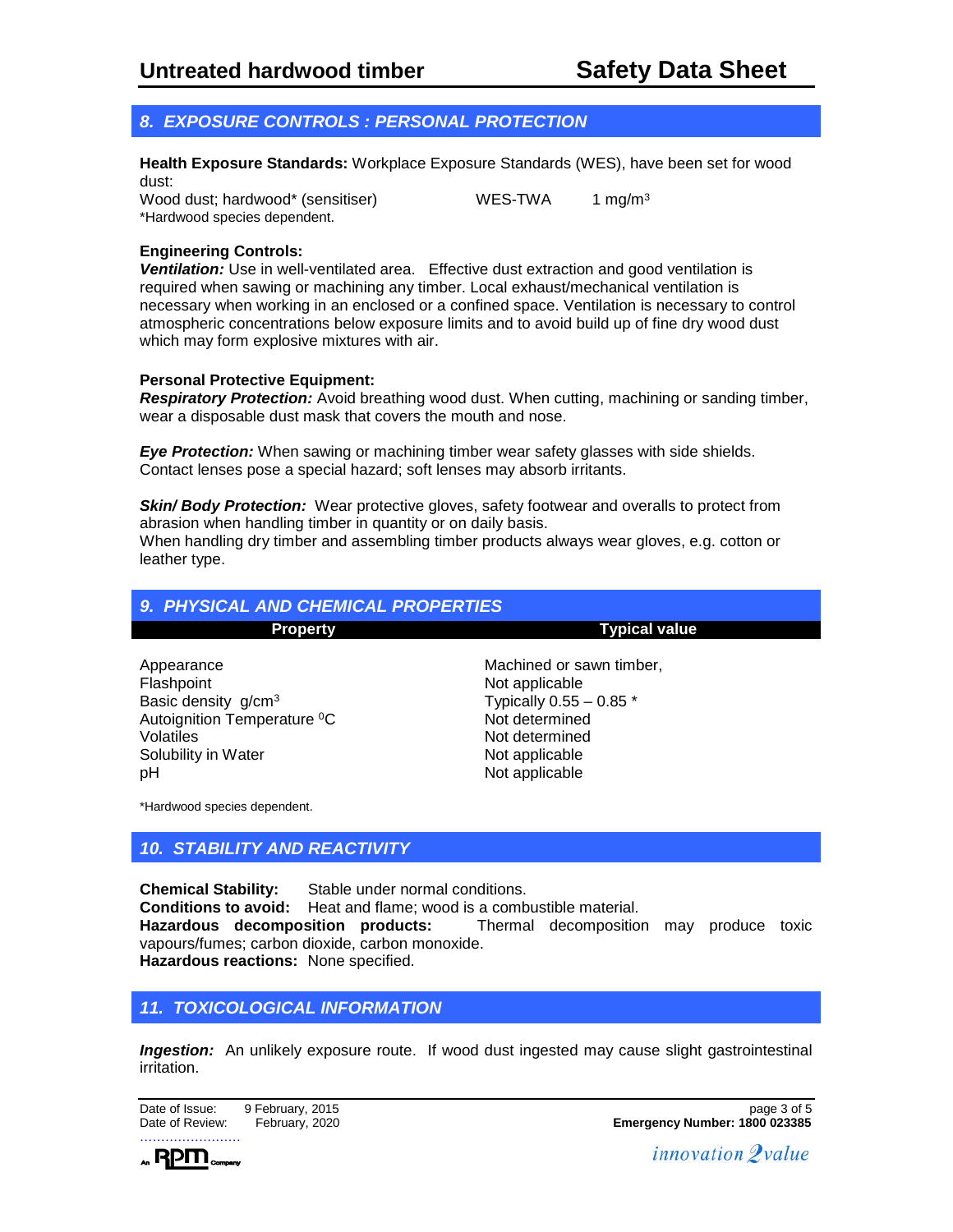## 8. EXPOSURE CONTROLS : PERSONAL PROTECTION

**Health Exposure Standards:** Workplace Exposure Standards (WES), have been set for wood dust:

| | | |
|---|---|---|
| Wood dust; hardwood* (sensitiser) | WES-TWA | 1 $mg/m^3$ |

*Hardwood species dependent.

**Engineering Controls:**
***Ventilation:*** Use in well-ventilated area. Effective dust extraction and good ventilation is required when sawing or machining any timber. Local exhaust/mechanical ventilation is necessary when working in an enclosed or a confined space. Ventilation is necessary to control atmospheric concentrations below exposure limits and to avoid build up of fine dry wood dust which may form explosive mixtures with air.

**Personal Protective Equipment:**
***Respiratory Protection:*** Avoid breathing wood dust. When cutting, machining or sanding timber, wear a disposable dust mask that covers the mouth and nose.

***Eye Protection:*** When sawing or machining timber wear safety glasses with side shields. Contact lenses pose a special hazard; soft lenses may absorb irritants.

***Skin/ Body Protection:*** Wear protective gloves, safety footwear and overalls to protect from abrasion when handling timber in quantity or on daily basis.
When handling dry timber and assembling timber products always wear gloves, e.g. cotton or leather type.

## 9. PHYSICAL AND CHEMICAL PROPERTIES

| Property | Typical value |
|---|---|
| Appearance | Machined or sawn timber, |
| Flashpoint | Not applicable |
| Basic density $g/cm^3$ | Typically 0.55 – 0.85 * |
| Autoignition Temperature $^0C$ | Not determined |
| Volatiles | Not determined |
| Solubility in Water | Not applicable |
| pH | Not applicable |

*Hardwood species dependent.

## 10. STABILITY AND REACTIVITY

**Chemical Stability:** Stable under normal conditions.
**Conditions to avoid:** Heat and flame; wood is a combustible material.
**Hazardous decomposition products:** Thermal decomposition may produce toxic vapours/fumes; carbon dioxide, carbon monoxide.
**Hazardous reactions:** None specified.

## 11. TOXICOLOGICAL INFORMATION

***Ingestion:*** An unlikely exposure route. If wood dust ingested may cause slight gastrointestinal irritation.

Date of Issue: 9 February, 2015
Date of Review: February, 2020

**Emergency Number: 1800 023385**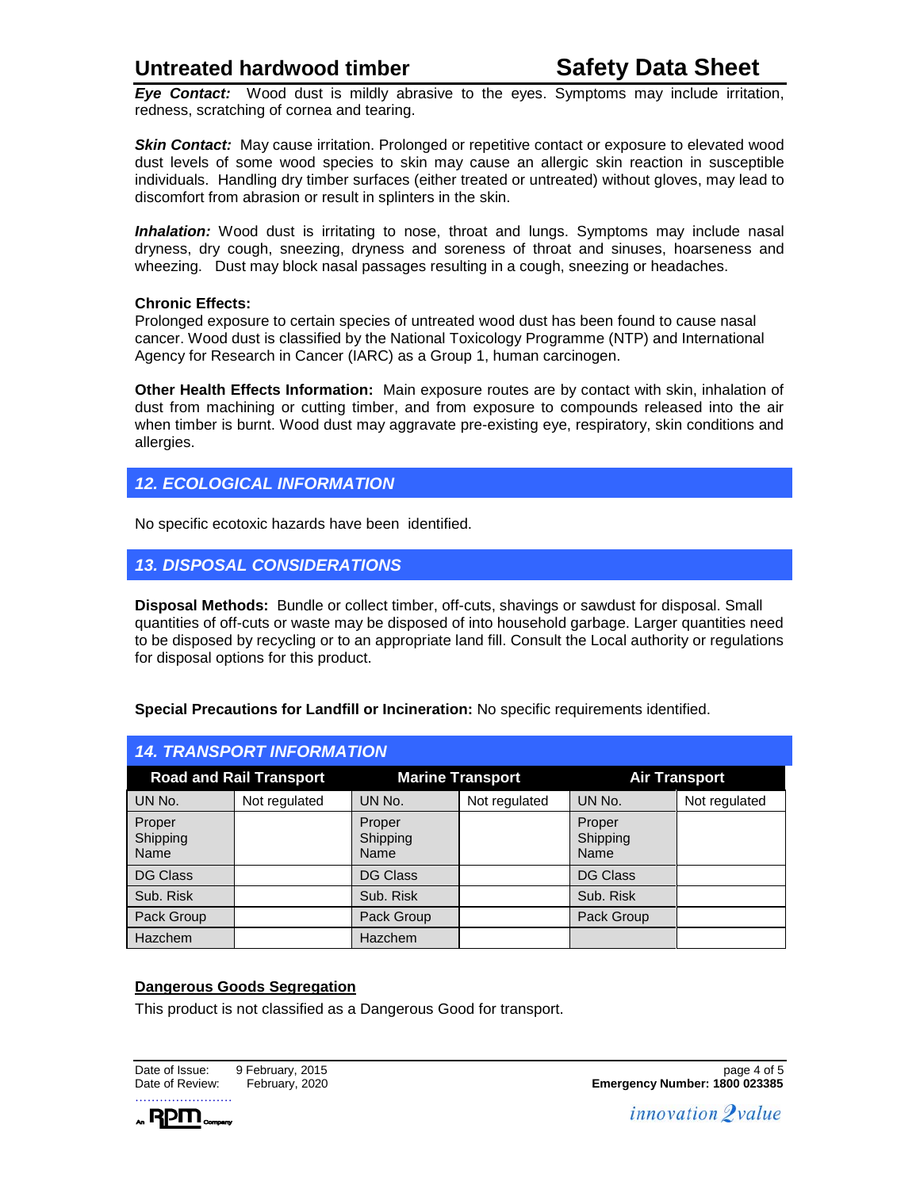**_Eye Contact:_** Wood dust is mildly abrasive to the eyes. Symptoms may include irritation, redness, scratching of cornea and tearing.

**_Skin Contact:_** May cause irritation. Prolonged or repetitive contact or exposure to elevated wood dust levels of some wood species to skin may cause an allergic skin reaction in susceptible individuals. Handling dry timber surfaces (either treated or untreated) without gloves, may lead to discomfort from abrasion or result in splinters in the skin.

**_Inhalation:_** Wood dust is irritating to nose, throat and lungs. Symptoms may include nasal dryness, dry cough, sneezing, dryness and soreness of throat and sinuses, hoarseness and wheezing. Dust may block nasal passages resulting in a cough, sneezing or headaches.

**Chronic Effects:**
Prolonged exposure to certain species of untreated wood dust has been found to cause nasal cancer. Wood dust is classified by the National Toxicology Programme (NTP) and International Agency for Research in Cancer (IARC) as a Group 1, human carcinogen.

**Other Health Effects Information:** Main exposure routes are by contact with skin, inhalation of dust from machining or cutting timber, and from exposure to compounds released into the air when timber is burnt. Wood dust may aggravate pre-existing eye, respiratory, skin conditions and allergies.

## _12. ECOLOGICAL INFORMATION_

No specific ecotoxic hazards have been identified.

## _13. DISPOSAL CONSIDERATIONS_

**Disposal Methods:** Bundle or collect timber, off-cuts, shavings or sawdust for disposal. Small quantities of off-cuts or waste may be disposed of into household garbage. Larger quantities need to be disposed by recycling or to an appropriate land fill. Consult the Local authority or regulations for disposal options for this product.

**Special Precautions for Landfill or Incineration:** No specific requirements identified.

## _14. TRANSPORT INFORMATION_

| Road and Rail Transport | | Marine Transport | | Air Transport | |
|---|---|---|---|---|---|
| UN No. | Not regulated | UN No. | Not regulated | UN No. | Not regulated |
| Proper Shipping Name | | Proper Shipping Name | | Proper Shipping Name | |
| DG Class | | DG Class | | DG Class | |
| Sub. Risk | | Sub. Risk | | Sub. Risk | |
| Pack Group | | Pack Group | | Pack Group | |
| Hazchem | | Hazchem | | | |

**Dangerous Goods Segregation**

This product is not classified as a Dangerous Good for transport.

Date of Issue: 9 February, 2015
Date of Review: February, 2020

**Emergency Number: 1800 023385**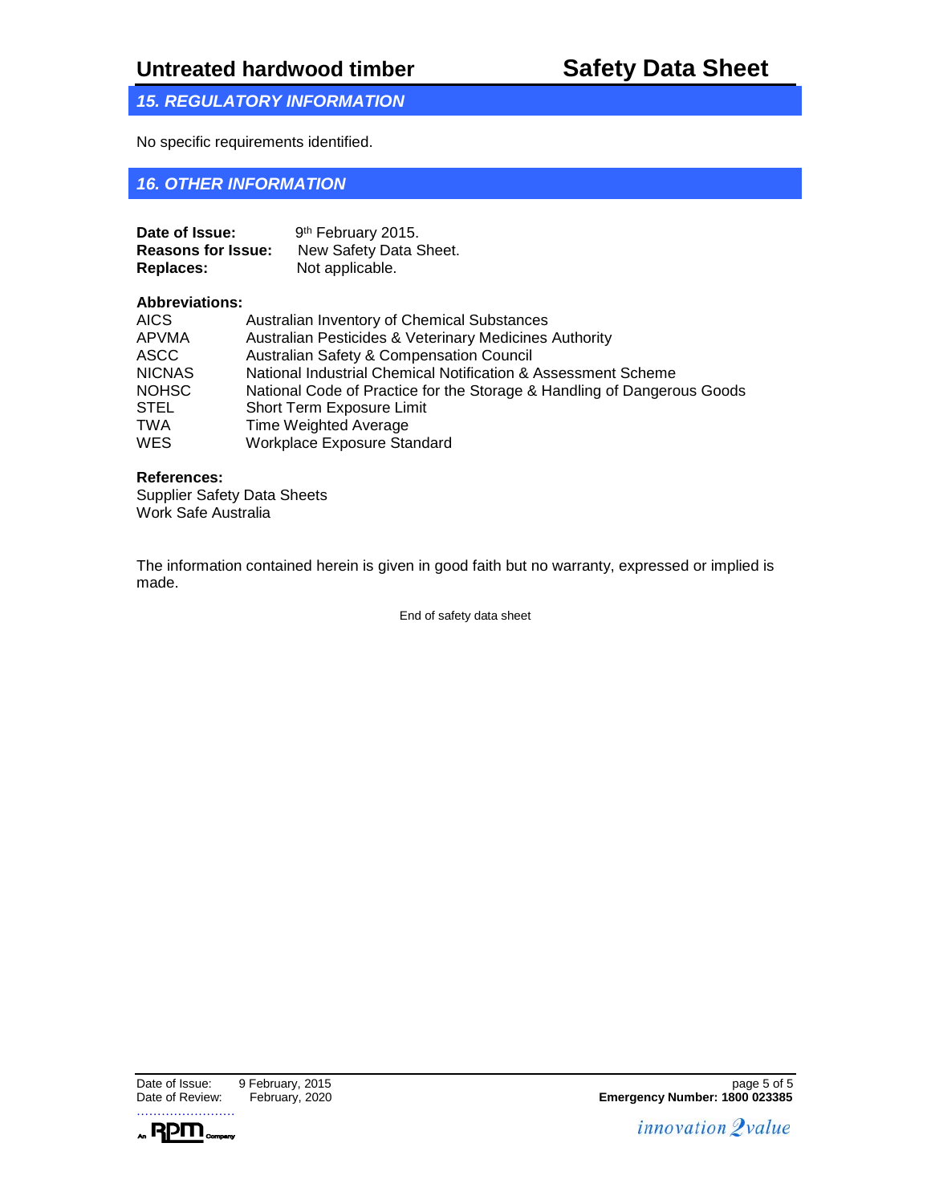## 15. REGULATORY INFORMATION

No specific requirements identified.

## 16. OTHER INFORMATION

**Date of Issue:** 9th February 2015.
**Reasons for Issue:** New Safety Data Sheet.
**Replaces:** Not applicable.

**Abbreviations:**

| | |
|---|---|
| AICS | Australian Inventory of Chemical Substances |
| APVMA | Australian Pesticides & Veterinary Medicines Authority |
| ASCC | Australian Safety & Compensation Council |
| NICNAS | National Industrial Chemical Notification & Assessment Scheme |
| NOHSC | National Code of Practice for the Storage & Handling of Dangerous Goods |
| STEL | Short Term Exposure Limit |
| TWA | Time Weighted Average |
| WES | Workplace Exposure Standard |

**References:**
Supplier Safety Data Sheets
Work Safe Australia

The information contained herein is given in good faith but no warranty, expressed or implied is made.

End of safety data sheet